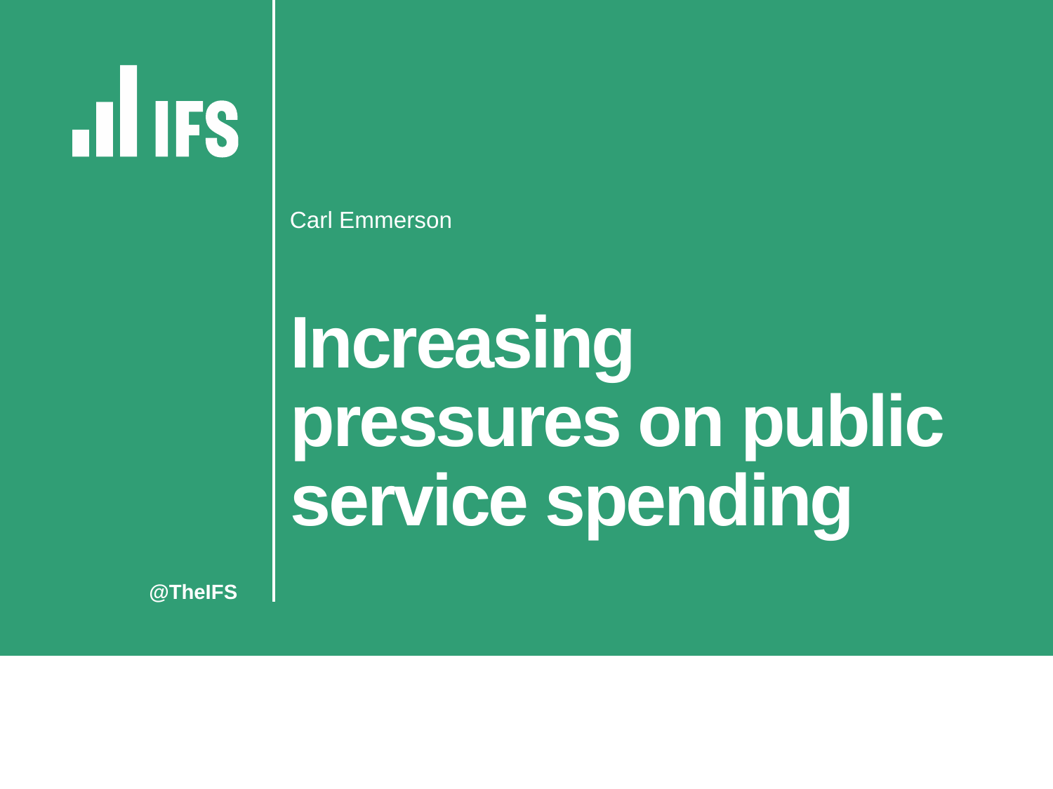IFS

Carl Emmerson

# Increasing pressures on public service spending

@TheIFS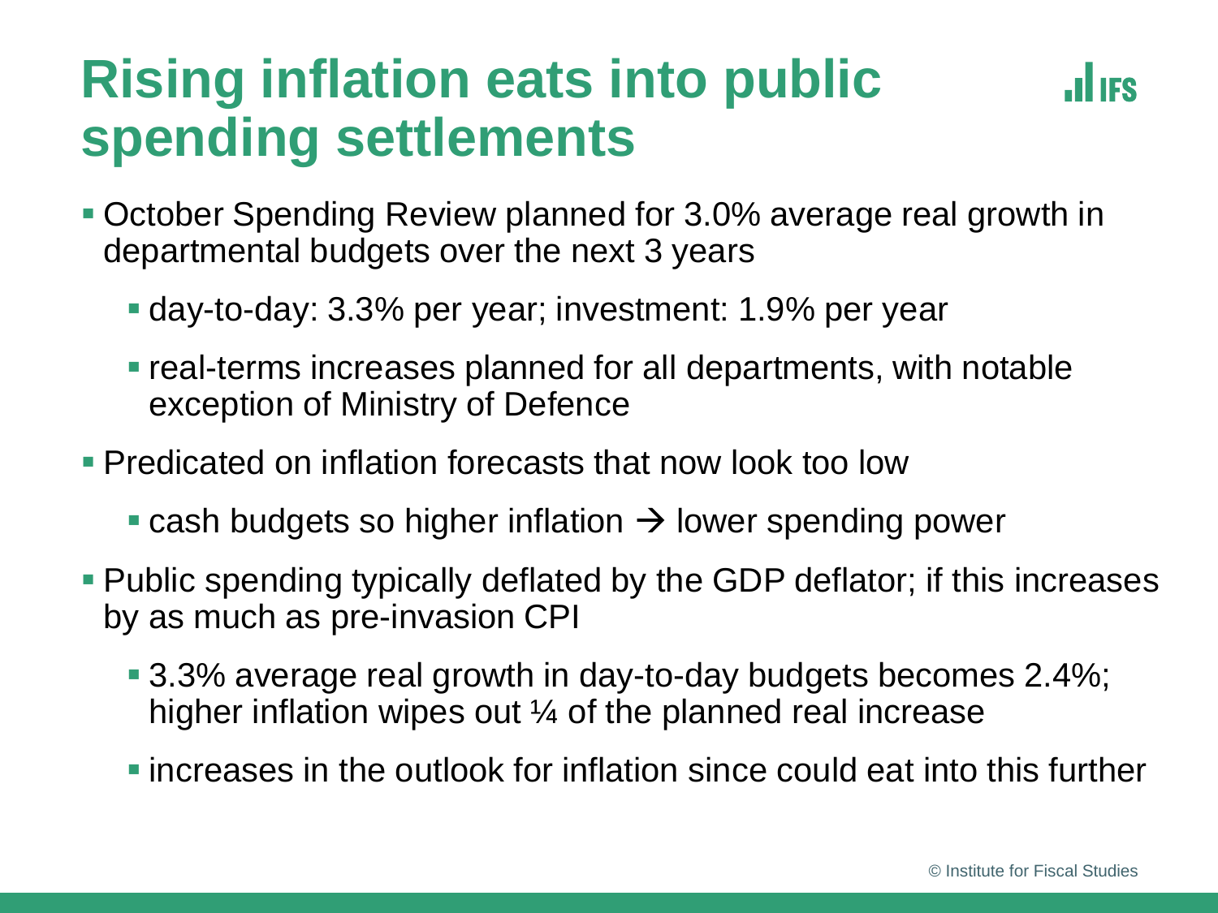# Rising inflation eats into public spending settlements

- October Spending Review planned for 3.0% average real growth in departmental budgets over the next 3 years
  - day-to-day: 3.3% per year; investment: 1.9% per year
  - real-terms increases planned for all departments, with notable exception of Ministry of Defence
- Predicated on inflation forecasts that now look too low
  - cash budgets so higher inflation → lower spending power
- Public spending typically deflated by the GDP deflator; if this increases by as much as pre-invasion CPI
  - 3.3% average real growth in day-to-day budgets becomes 2.4%; higher inflation wipes out ¼ of the planned real increase
  - increases in the outlook for inflation since could eat into this further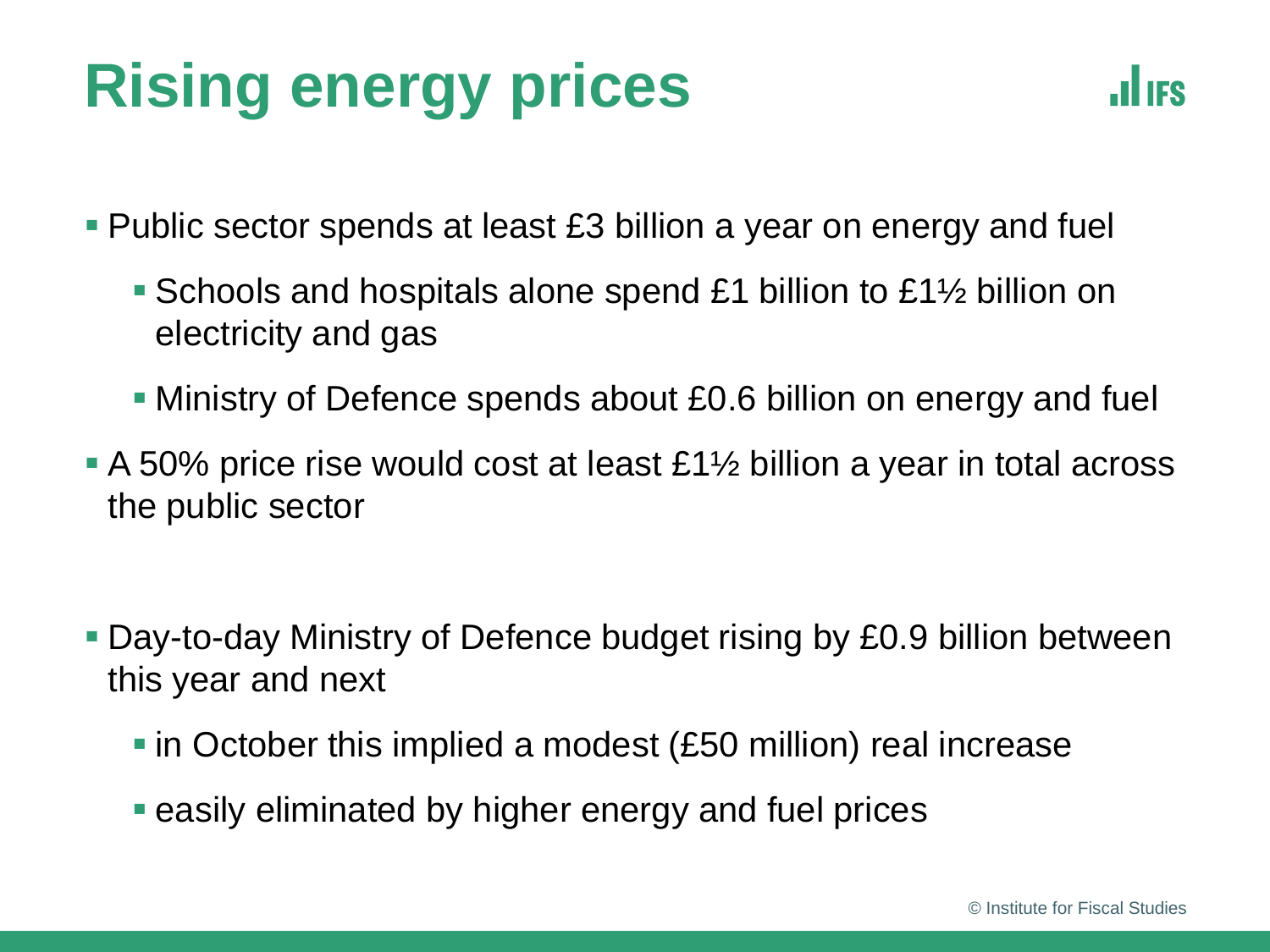# Rising energy prices

- Public sector spends at least £3 billion a year on energy and fuel
  - Schools and hospitals alone spend £1 billion to £1½ billion on electricity and gas
  - Ministry of Defence spends about £0.6 billion on energy and fuel
- A 50% price rise would cost at least £1½ billion a year in total across the public sector

- Day-to-day Ministry of Defence budget rising by £0.9 billion between this year and next
  - in October this implied a modest (£50 million) real increase
  - easily eliminated by higher energy and fuel prices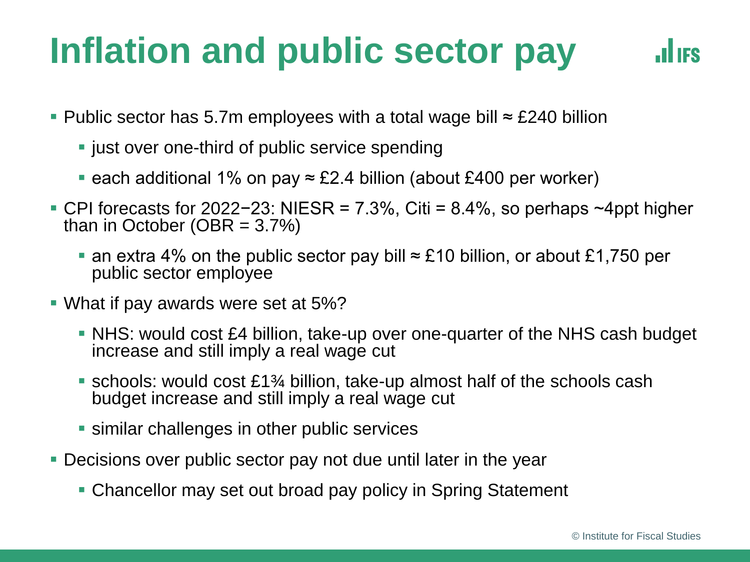# Inflation and public sector pay

- Public sector has 5.7m employees with a total wage bill ≈ £240 billion
  - just over one-third of public service spending
  - each additional 1% on pay ≈ £2.4 billion (about £400 per worker)
- CPI forecasts for 2022−23: NIESR = 7.3%, Citi = 8.4%, so perhaps ~4ppt higher than in October (OBR = 3.7%)
  - an extra 4% on the public sector pay bill ≈ £10 billion, or about £1,750 per public sector employee
- What if pay awards were set at 5%?
  - NHS: would cost £4 billion, take-up over one-quarter of the NHS cash budget increase and still imply a real wage cut
  - schools: would cost £1¾ billion, take-up almost half of the schools cash budget increase and still imply a real wage cut
  - similar challenges in other public services
- Decisions over public sector pay not due until later in the year
  - Chancellor may set out broad pay policy in Spring Statement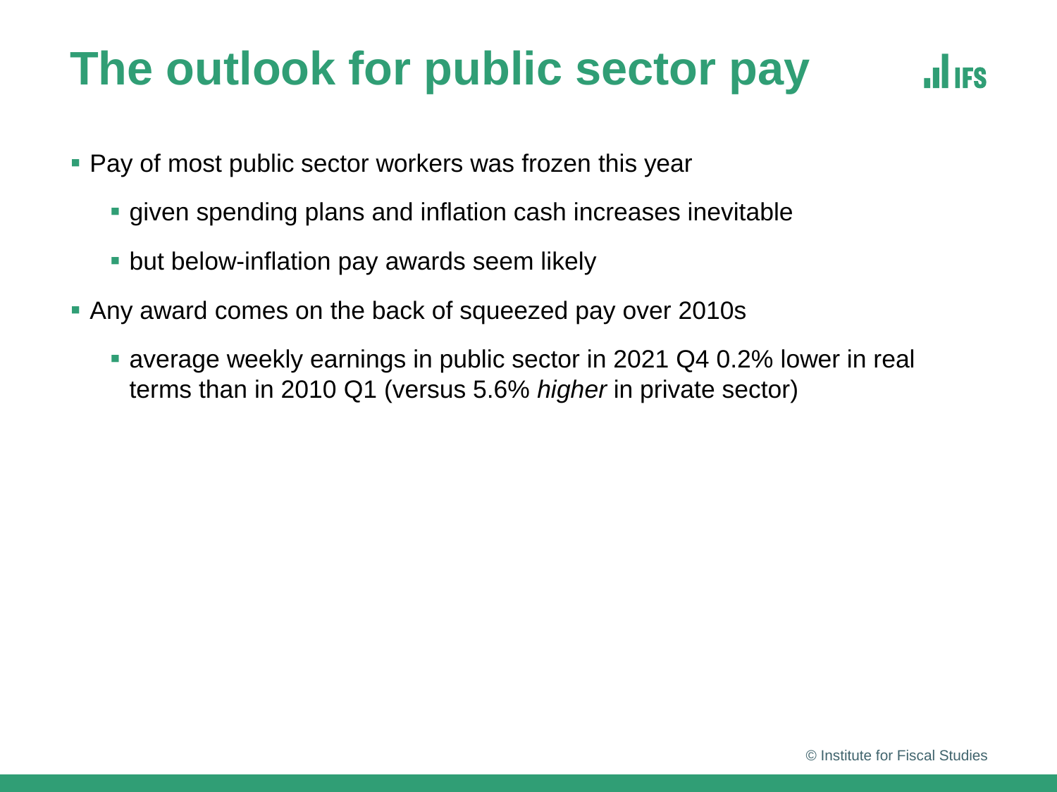# The outlook for public sector pay

- Pay of most public sector workers was frozen this year
  - given spending plans and inflation cash increases inevitable
  - but below-inflation pay awards seem likely
- Any award comes on the back of squeezed pay over 2010s
  - average weekly earnings in public sector in 2021 Q4 0.2% lower in real terms than in 2010 Q1 (versus 5.6% *higher* in private sector)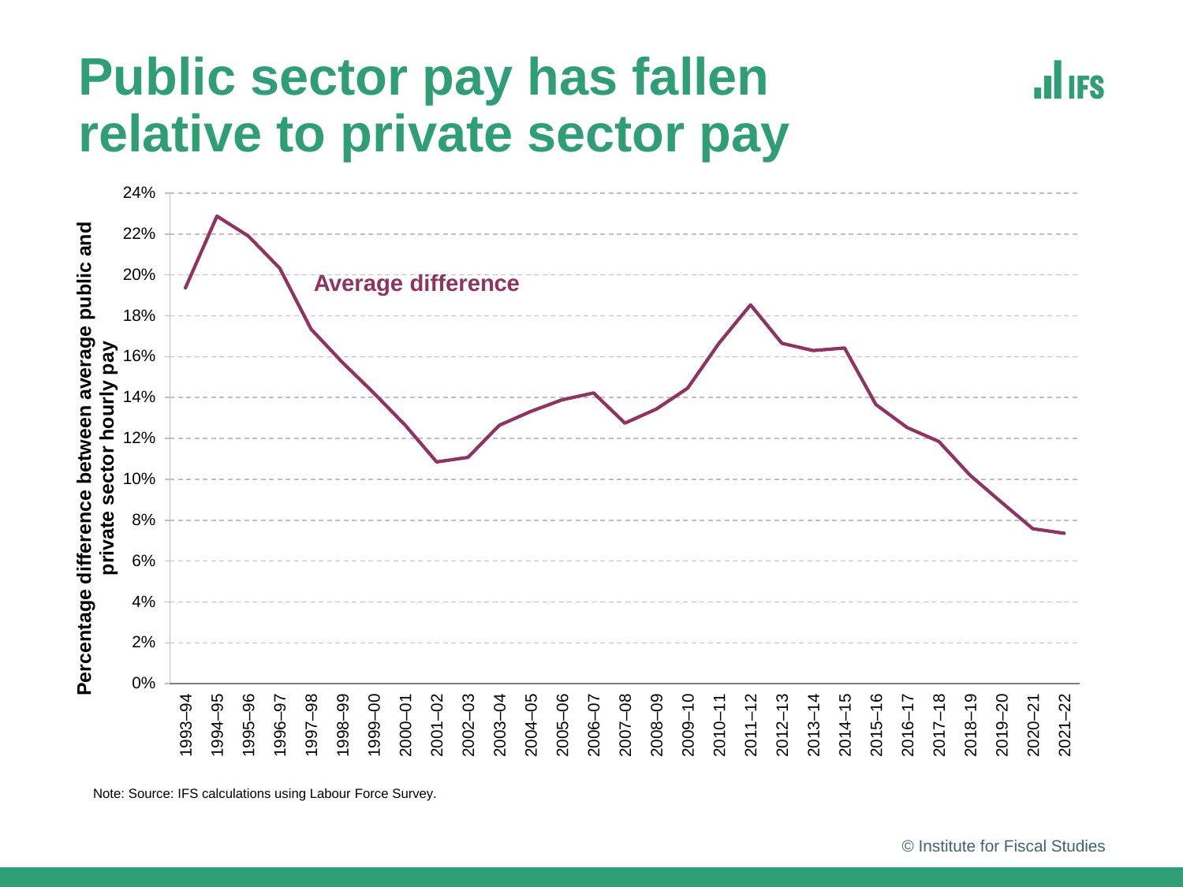# Public sector pay has fallen relative to private sector pay

Percentage difference between average public and private sector hourly pay

Average difference

24%
22%
20%
18%
16%
14%
12%
10%
8%
6%
4%
2%
0%

1993–94 1994–95 1995–96 1996–97 1997–98 1998–99 1999–00 2000–01 2001–02 2002–03 2003–04 2004–05 2005–06 2006–07 2007–08 2008–09 2009–10 2010–11 2011–12 2012–13 2013–14 2014–15 2015–16 2016–17 2017–18 2018–19 2019–20 2020–21 2021–22

Note: Source: IFS calculations using Labour Force Survey.

© Institute for Fiscal Studies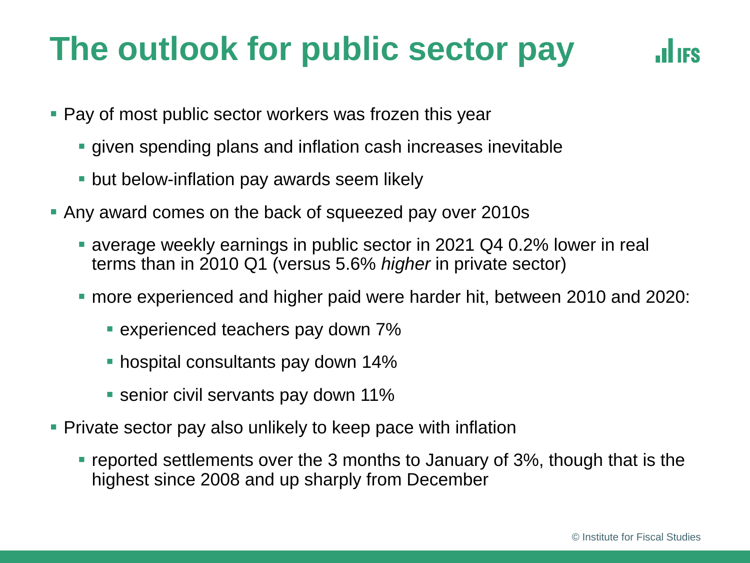# The outlook for public sector pay

- Pay of most public sector workers was frozen this year
  - given spending plans and inflation cash increases inevitable
  - but below-inflation pay awards seem likely
- Any award comes on the back of squeezed pay over 2010s
  - average weekly earnings in public sector in 2021 Q4 0.2% lower in real terms than in 2010 Q1 (versus 5.6% *higher* in private sector)
  - more experienced and higher paid were harder hit, between 2010 and 2020:
    - experienced teachers pay down 7%
    - hospital consultants pay down 14%
    - senior civil servants pay down 11%
- Private sector pay also unlikely to keep pace with inflation
  - reported settlements over the 3 months to January of 3%, though that is the highest since 2008 and up sharply from December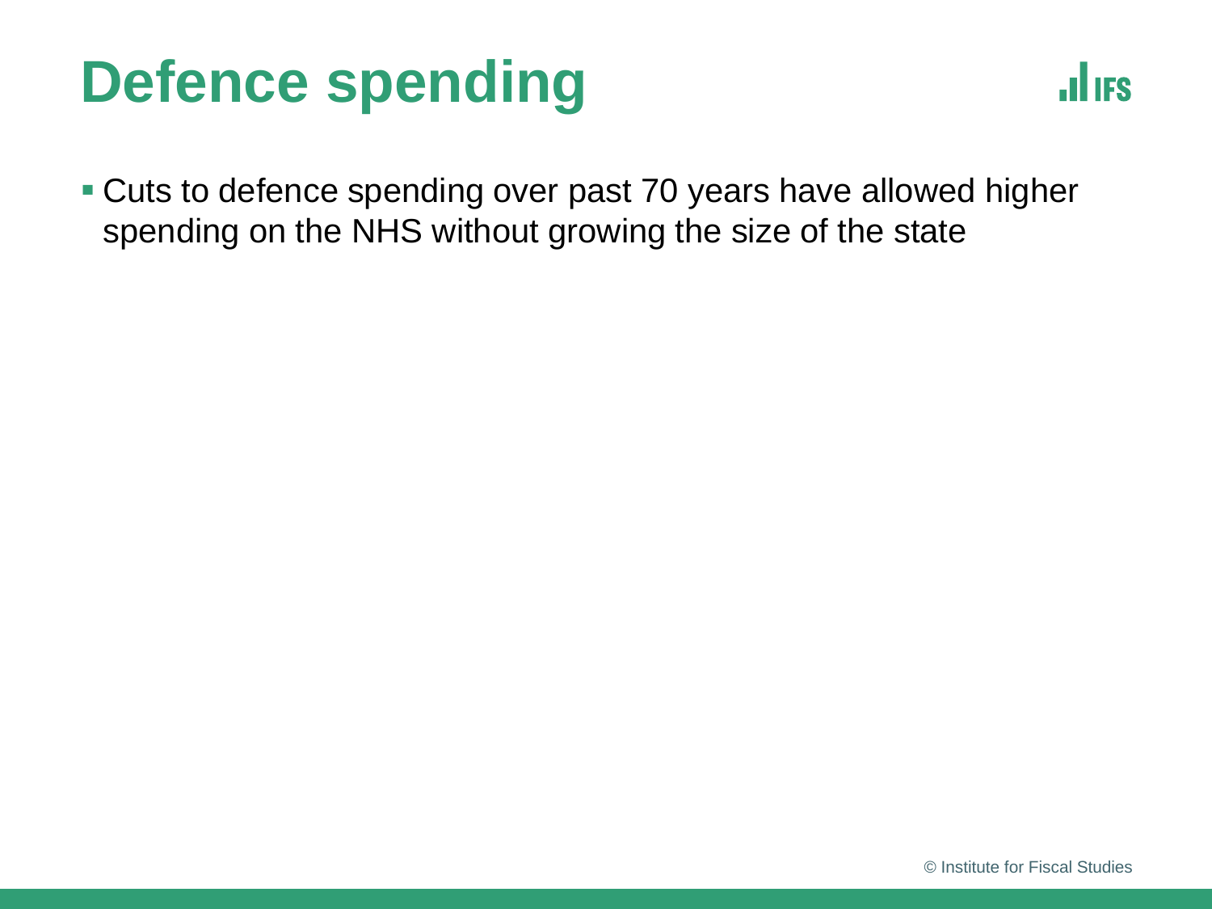# Defence spending

- Cuts to defence spending over past 70 years have allowed higher spending on the NHS without growing the size of the state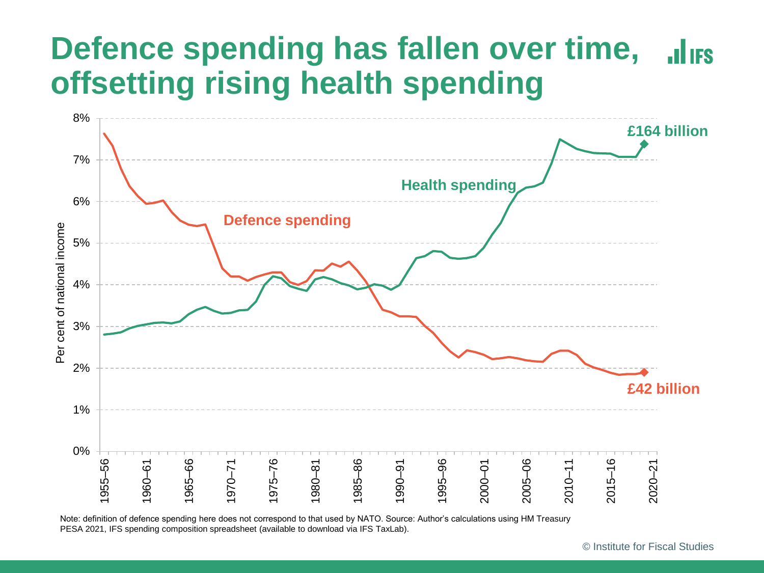# Defence spending has fallen over time, offsetting rising health spending

Note: definition of defence spending here does not correspond to that used by NATO. Source: Author's calculations using HM Treasury PESA 2021, IFS spending composition spreadsheet (available to download via IFS TaxLab).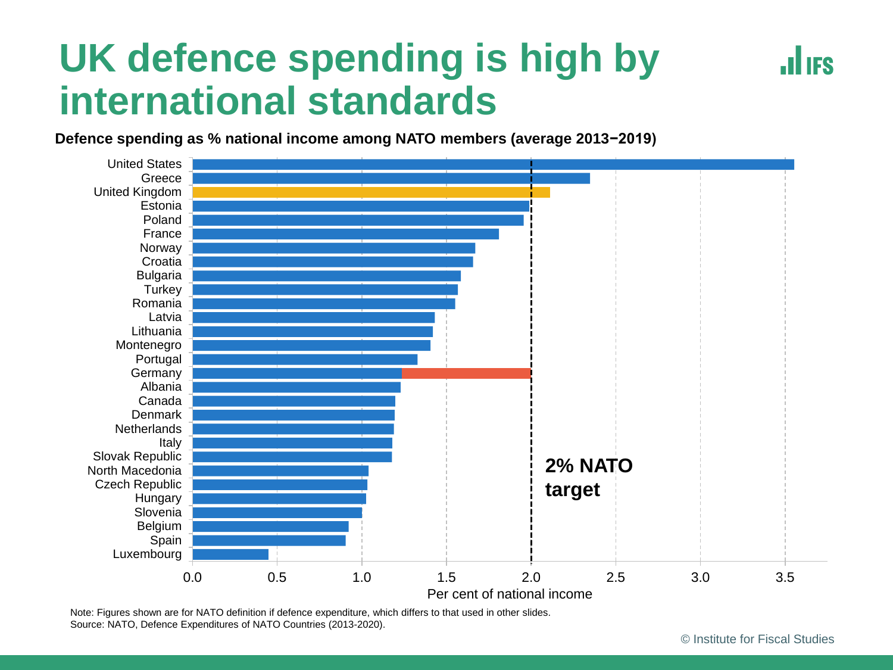# UK defence spending is high by international standards

**Defence spending as % national income among NATO members (average 2013−2019)**

United States
Greece
United Kingdom
Estonia
Poland
France
Norway
Croatia
Bulgaria
Turkey
Romania
Latvia
Lithuania
Montenegro
Portugal
Germany
Albania
Canada
Denmark
Netherlands
Italy
Slovak Republic
North Macedonia
Czech Republic
Hungary
Slovenia
Belgium
Spain
Luxembourg

0.0 0.5 1.0 1.5 2.0 2.5 3.0 3.5

Per cent of national income

**2% NATO target**

Note: Figures shown are for NATO definition if defence expenditure, which differs to that used in other slides.
Source: NATO, Defence Expenditures of NATO Countries (2013-2020).

© Institute for Fiscal Studies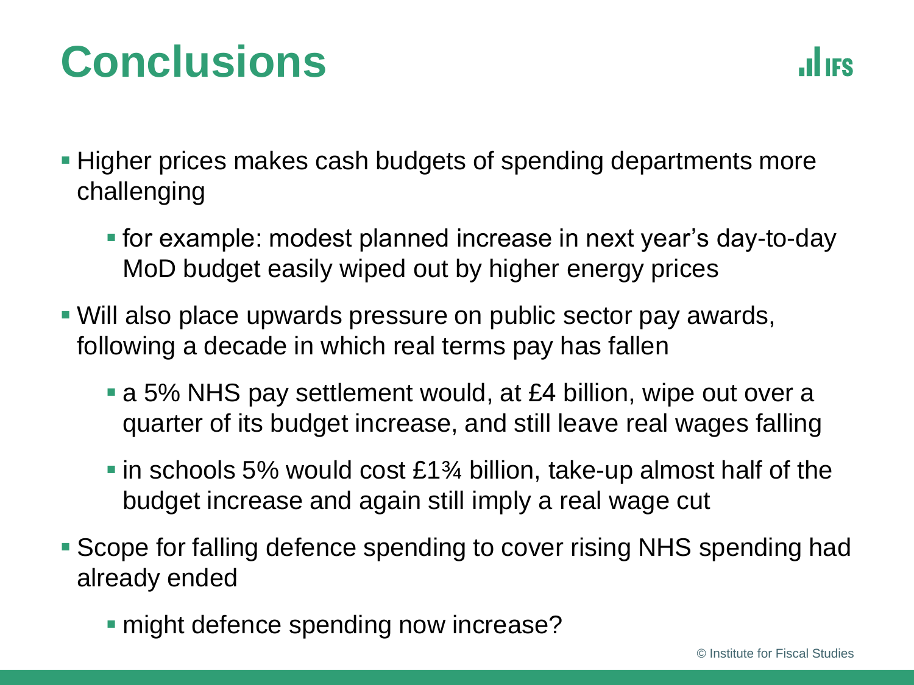# Conclusions

- Higher prices makes cash budgets of spending departments more challenging
  - for example: modest planned increase in next year's day-to-day MoD budget easily wiped out by higher energy prices
- Will also place upwards pressure on public sector pay awards, following a decade in which real terms pay has fallen
  - a 5% NHS pay settlement would, at £4 billion, wipe out over a quarter of its budget increase, and still leave real wages falling
  - in schools 5% would cost £1¾ billion, take-up almost half of the budget increase and again still imply a real wage cut
- Scope for falling defence spending to cover rising NHS spending had already ended
  - might defence spending now increase?